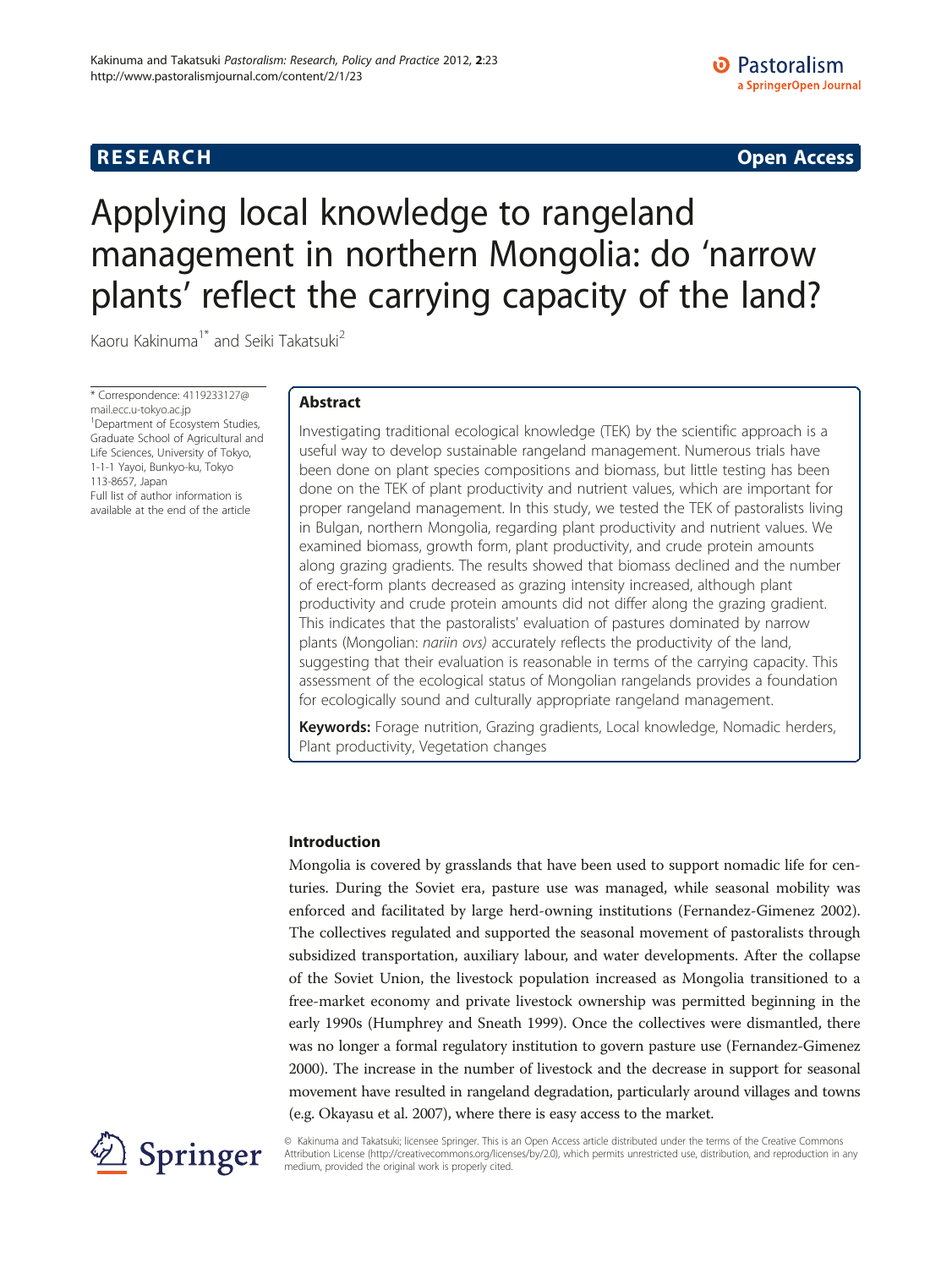RESEARCH

Open Access

# Applying local knowledge to rangeland management in northern Mongolia: do 'narrow plants' reflect the carrying capacity of the land?

Kaoru Kakinuma[1*] and Seiki Takatsuki[2]

\* Correspondence: 4119233127@mail.ecc.u-tokyo.ac.jp
[1]Department of Ecosystem Studies, Graduate School of Agricultural and Life Sciences, University of Tokyo, 1-1-1 Yayoi, Bunkyo-ku, Tokyo 113-8657, Japan
Full list of author information is available at the end of the article

## Abstract

Investigating traditional ecological knowledge (TEK) by the scientific approach is a useful way to develop sustainable rangeland management. Numerous trials have been done on plant species compositions and biomass, but little testing has been done on the TEK of plant productivity and nutrient values, which are important for proper rangeland management. In this study, we tested the TEK of pastoralists living in Bulgan, northern Mongolia, regarding plant productivity and nutrient values. We examined biomass, growth form, plant productivity, and crude protein amounts along grazing gradients. The results showed that biomass declined and the number of erect-form plants decreased as grazing intensity increased, although plant productivity and crude protein amounts did not differ along the grazing gradient. This indicates that the pastoralists' evaluation of pastures dominated by narrow plants (Mongolian: *nariin ovs)* accurately reflects the productivity of the land, suggesting that their evaluation is reasonable in terms of the carrying capacity. This assessment of the ecological status of Mongolian rangelands provides a foundation for ecologically sound and culturally appropriate rangeland management.

**Keywords:** Forage nutrition, Grazing gradients, Local knowledge, Nomadic herders, Plant productivity, Vegetation changes

## Introduction

Mongolia is covered by grasslands that have been used to support nomadic life for centuries. During the Soviet era, pasture use was managed, while seasonal mobility was enforced and facilitated by large herd-owning institutions (Fernandez-Gimenez 2002). The collectives regulated and supported the seasonal movement of pastoralists through subsidized transportation, auxiliary labour, and water developments. After the collapse of the Soviet Union, the livestock population increased as Mongolia transitioned to a free-market economy and private livestock ownership was permitted beginning in the early 1990s (Humphrey and Sneath 1999). Once the collectives were dismantled, there was no longer a formal regulatory institution to govern pasture use (Fernandez-Gimenez 2000). The increase in the number of livestock and the decrease in support for seasonal movement have resulted in rangeland degradation, particularly around villages and towns (e.g. Okayasu et al. 2007), where there is easy access to the market.

© Kakinuma and Takatsuki; licensee Springer. This is an Open Access article distributed under the terms of the Creative Commons Attribution License (http://creativecommons.org/licenses/by/2.0), which permits unrestricted use, distribution, and reproduction in any medium, provided the original work is properly cited.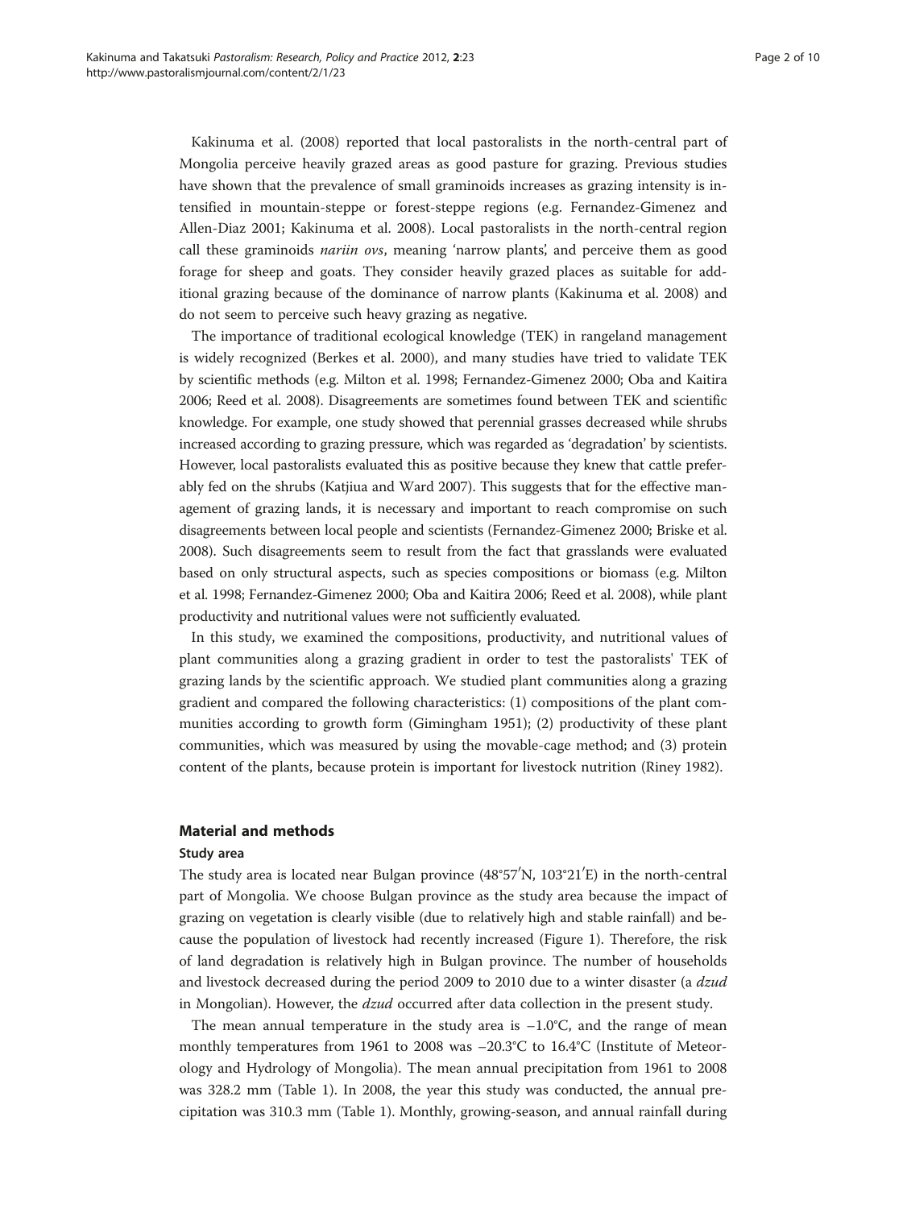Kakinuma et al. (2008) reported that local pastoralists in the north-central part of Mongolia perceive heavily grazed areas as good pasture for grazing. Previous studies have shown that the prevalence of small graminoids increases as grazing intensity is intensified in mountain-steppe or forest-steppe regions (e.g. Fernandez-Gimenez and Allen-Diaz 2001; Kakinuma et al. 2008). Local pastoralists in the north-central region call these graminoids *nariin ovs*, meaning 'narrow plants', and perceive them as good forage for sheep and goats. They consider heavily grazed places as suitable for additional grazing because of the dominance of narrow plants (Kakinuma et al. 2008) and do not seem to perceive such heavy grazing as negative.

The importance of traditional ecological knowledge (TEK) in rangeland management is widely recognized (Berkes et al. 2000), and many studies have tried to validate TEK by scientific methods (e.g. Milton et al. 1998; Fernandez-Gimenez 2000; Oba and Kaitira 2006; Reed et al. 2008). Disagreements are sometimes found between TEK and scientific knowledge. For example, one study showed that perennial grasses decreased while shrubs increased according to grazing pressure, which was regarded as 'degradation' by scientists. However, local pastoralists evaluated this as positive because they knew that cattle preferably fed on the shrubs (Katjiua and Ward 2007). This suggests that for the effective management of grazing lands, it is necessary and important to reach compromise on such disagreements between local people and scientists (Fernandez-Gimenez 2000; Briske et al. 2008). Such disagreements seem to result from the fact that grasslands were evaluated based on only structural aspects, such as species compositions or biomass (e.g. Milton et al. 1998; Fernandez-Gimenez 2000; Oba and Kaitira 2006; Reed et al. 2008), while plant productivity and nutritional values were not sufficiently evaluated.

In this study, we examined the compositions, productivity, and nutritional values of plant communities along a grazing gradient in order to test the pastoralists' TEK of grazing lands by the scientific approach. We studied plant communities along a grazing gradient and compared the following characteristics: (1) compositions of the plant communities according to growth form (Gimingham 1951); (2) productivity of these plant communities, which was measured by using the movable-cage method; and (3) protein content of the plants, because protein is important for livestock nutrition (Riney 1982).

## Material and methods

### Study area

The study area is located near Bulgan province (48°57′N, 103°21′E) in the north-central part of Mongolia. We choose Bulgan province as the study area because the impact of grazing on vegetation is clearly visible (due to relatively high and stable rainfall) and because the population of livestock had recently increased (Figure 1). Therefore, the risk of land degradation is relatively high in Bulgan province. The number of households and livestock decreased during the period 2009 to 2010 due to a winter disaster (a *dzud* in Mongolian). However, the *dzud* occurred after data collection in the present study.

The mean annual temperature in the study area is −1.0°C, and the range of mean monthly temperatures from 1961 to 2008 was −20.3°C to 16.4°C (Institute of Meteorology and Hydrology of Mongolia). The mean annual precipitation from 1961 to 2008 was 328.2 mm (Table 1). In 2008, the year this study was conducted, the annual precipitation was 310.3 mm (Table 1). Monthly, growing-season, and annual rainfall during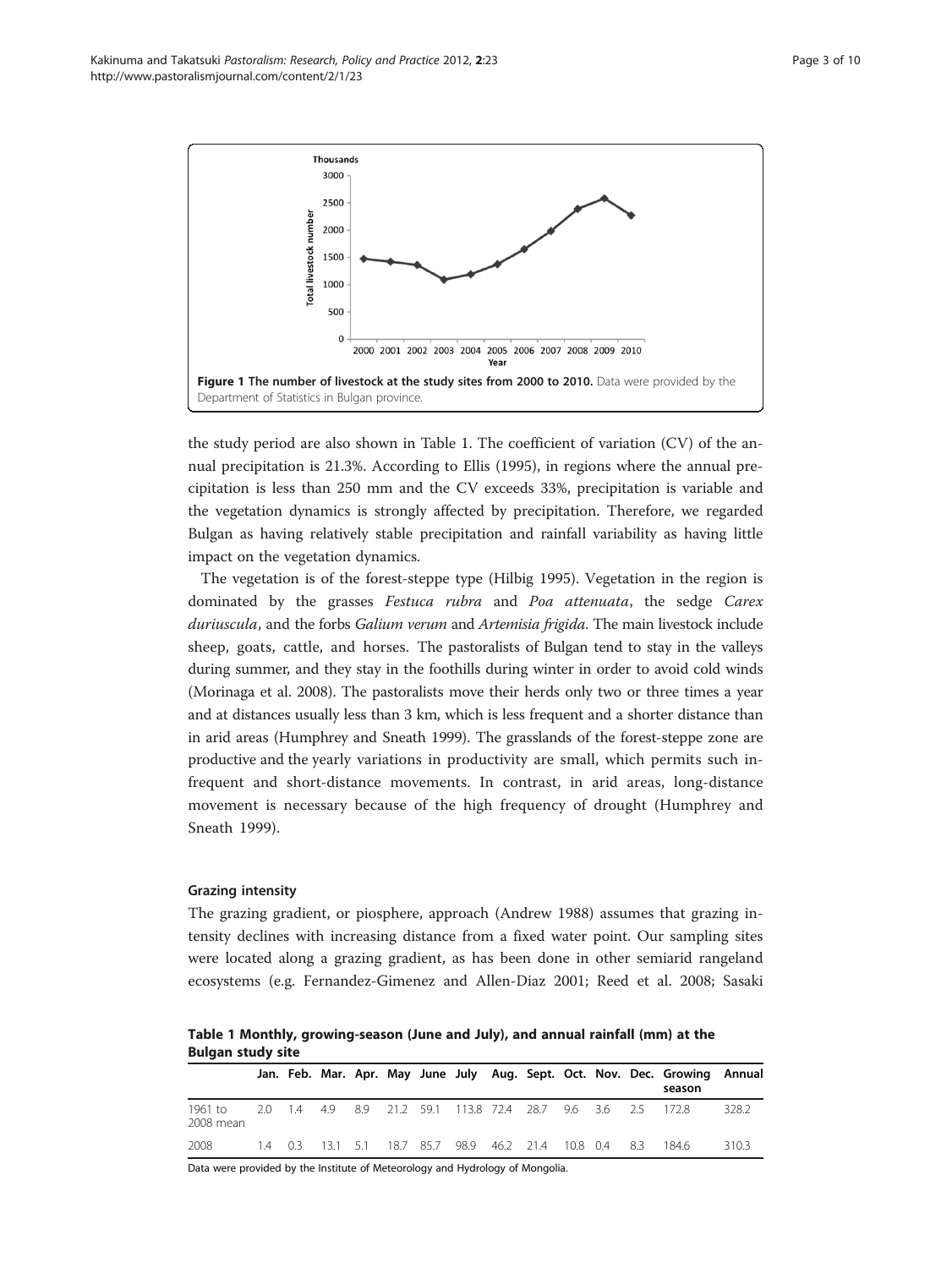Figure 1 The number of livestock at the study sites from 2000 to 2010. Data were provided by the Department of Statistics in Bulgan province.

the study period are also shown in Table 1. The coefficient of variation (CV) of the annual precipitation is 21.3%. According to Ellis (1995), in regions where the annual precipitation is less than 250 mm and the CV exceeds 33%, precipitation is variable and the vegetation dynamics is strongly affected by precipitation. Therefore, we regarded Bulgan as having relatively stable precipitation and rainfall variability as having little impact on the vegetation dynamics.

The vegetation is of the forest-steppe type (Hilbig 1995). Vegetation in the region is dominated by the grasses *Festuca rubra* and *Poa attenuata*, the sedge *Carex duriuscula*, and the forbs *Galium verum* and *Artemisia frigida*. The main livestock include sheep, goats, cattle, and horses. The pastoralists of Bulgan tend to stay in the valleys during summer, and they stay in the foothills during winter in order to avoid cold winds (Morinaga et al. 2008). The pastoralists move their herds only two or three times a year and at distances usually less than 3 km, which is less frequent and a shorter distance than in arid areas (Humphrey and Sneath 1999). The grasslands of the forest-steppe zone are productive and the yearly variations in productivity are small, which permits such infrequent and short-distance movements. In contrast, in arid areas, long-distance movement is necessary because of the high frequency of drought (Humphrey and Sneath 1999).

### Grazing intensity

The grazing gradient, or piosphere, approach (Andrew 1988) assumes that grazing intensity declines with increasing distance from a fixed water point. Our sampling sites were located along a grazing gradient, as has been done in other semiarid rangeland ecosystems (e.g. Fernandez-Gimenez and Allen-Diaz 2001; Reed et al. 2008; Sasaki

**Table 1 Monthly, growing-season (June and July), and annual rainfall (mm) at the Bulgan study site**

| | Jan. | Feb. | Mar. | Apr. | May | June | July | Aug. | Sept. | Oct. | Nov. | Dec. | Growing season | Annual |
|---|---|---|---|---|---|---|---|---|---|---|---|---|---|---|
| 1961 to 2008 mean | 2.0 | 1.4 | 4.9 | 8.9 | 21.2 | 59.1 | 113.8 | 72.4 | 28.7 | 9.6 | 3.6 | 2.5 | 172.8 | 328.2 |
| 2008 | 1.4 | 0.3 | 13.1 | 5.1 | 18.7 | 85.7 | 98.9 | 46.2 | 21.4 | 10.8 | 0.4 | 8.3 | 184.6 | 310.3 |

Data were provided by the Institute of Meteorology and Hydrology of Mongolia.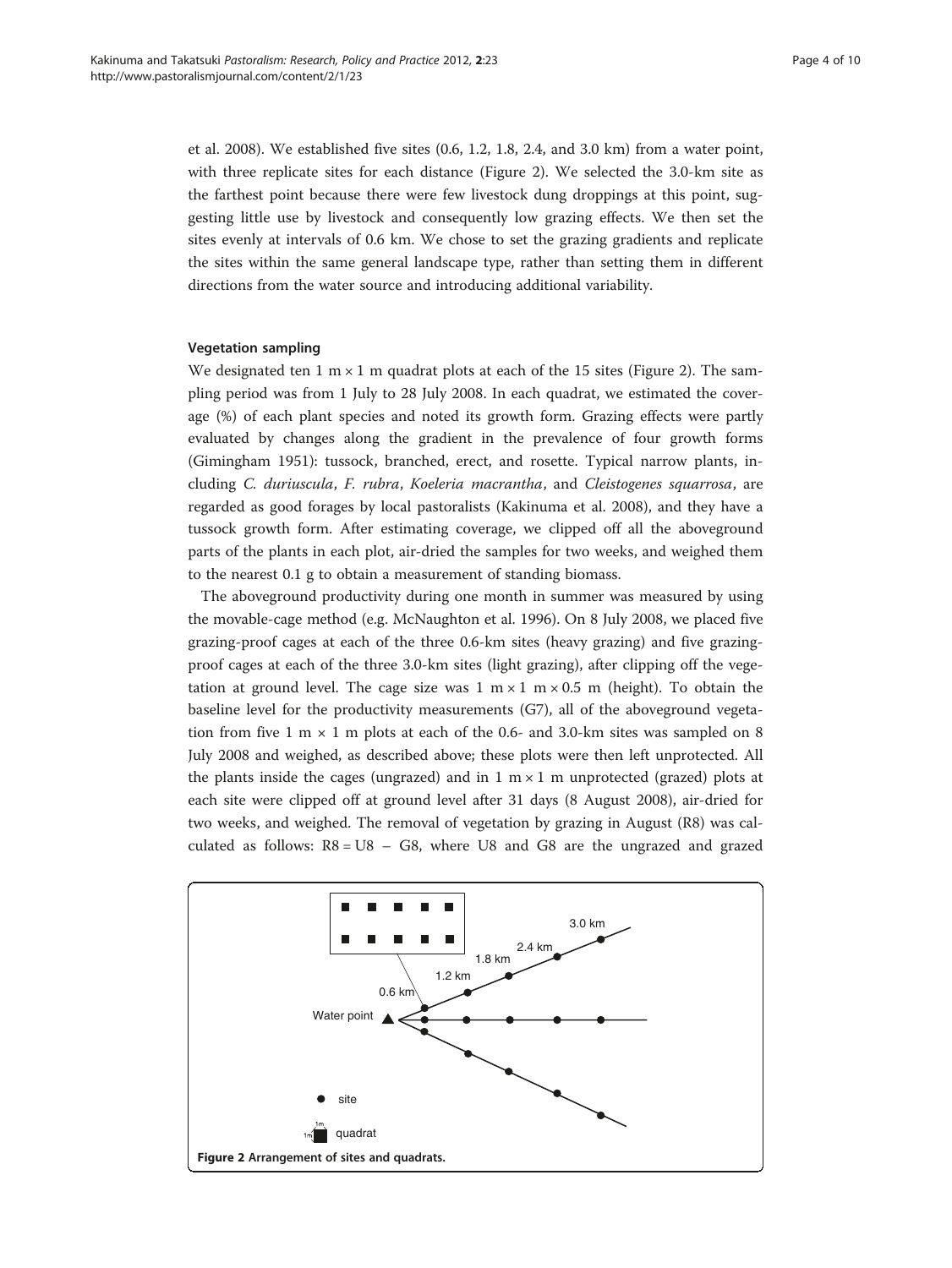et al. 2008). We established five sites (0.6, 1.2, 1.8, 2.4, and 3.0 km) from a water point, with three replicate sites for each distance (Figure 2). We selected the 3.0-km site as the farthest point because there were few livestock dung droppings at this point, suggesting little use by livestock and consequently low grazing effects. We then set the sites evenly at intervals of 0.6 km. We chose to set the grazing gradients and replicate the sites within the same general landscape type, rather than setting them in different directions from the water source and introducing additional variability.

### Vegetation sampling

We designated ten 1 m × 1 m quadrat plots at each of the 15 sites (Figure 2). The sampling period was from 1 July to 28 July 2008. In each quadrat, we estimated the coverage (%) of each plant species and noted its growth form. Grazing effects were partly evaluated by changes along the gradient in the prevalence of four growth forms (Gimingham 1951): tussock, branched, erect, and rosette. Typical narrow plants, including *C. duriuscula*, *F. rubra*, *Koeleria macrantha*, and *Cleistogenes squarrosa*, are regarded as good forages by local pastoralists (Kakinuma et al. 2008), and they have a tussock growth form. After estimating coverage, we clipped off all the aboveground parts of the plants in each plot, air-dried the samples for two weeks, and weighed them to the nearest 0.1 g to obtain a measurement of standing biomass.

The aboveground productivity during one month in summer was measured by using the movable-cage method (e.g. McNaughton et al. 1996). On 8 July 2008, we placed five grazing-proof cages at each of the three 0.6-km sites (heavy grazing) and five grazing-proof cages at each of the three 3.0-km sites (light grazing), after clipping off the vegetation at ground level. The cage size was 1 m × 1 m × 0.5 m (height). To obtain the baseline level for the productivity measurements (G7), all of the aboveground vegetation from five 1 m × 1 m plots at each of the 0.6- and 3.0-km sites was sampled on 8 July 2008 and weighed, as described above; these plots were then left unprotected. All the plants inside the cages (ungrazed) and in 1 m × 1 m unprotected (grazed) plots at each site were clipped off at ground level after 31 days (8 August 2008), air-dried for two weeks, and weighed. The removal of vegetation by grazing in August (R8) was calculated as follows: $R8 = U8 - G8$, where U8 and G8 are the ungrazed and grazed

**Figure 2 Arrangement of sites and quadrats.**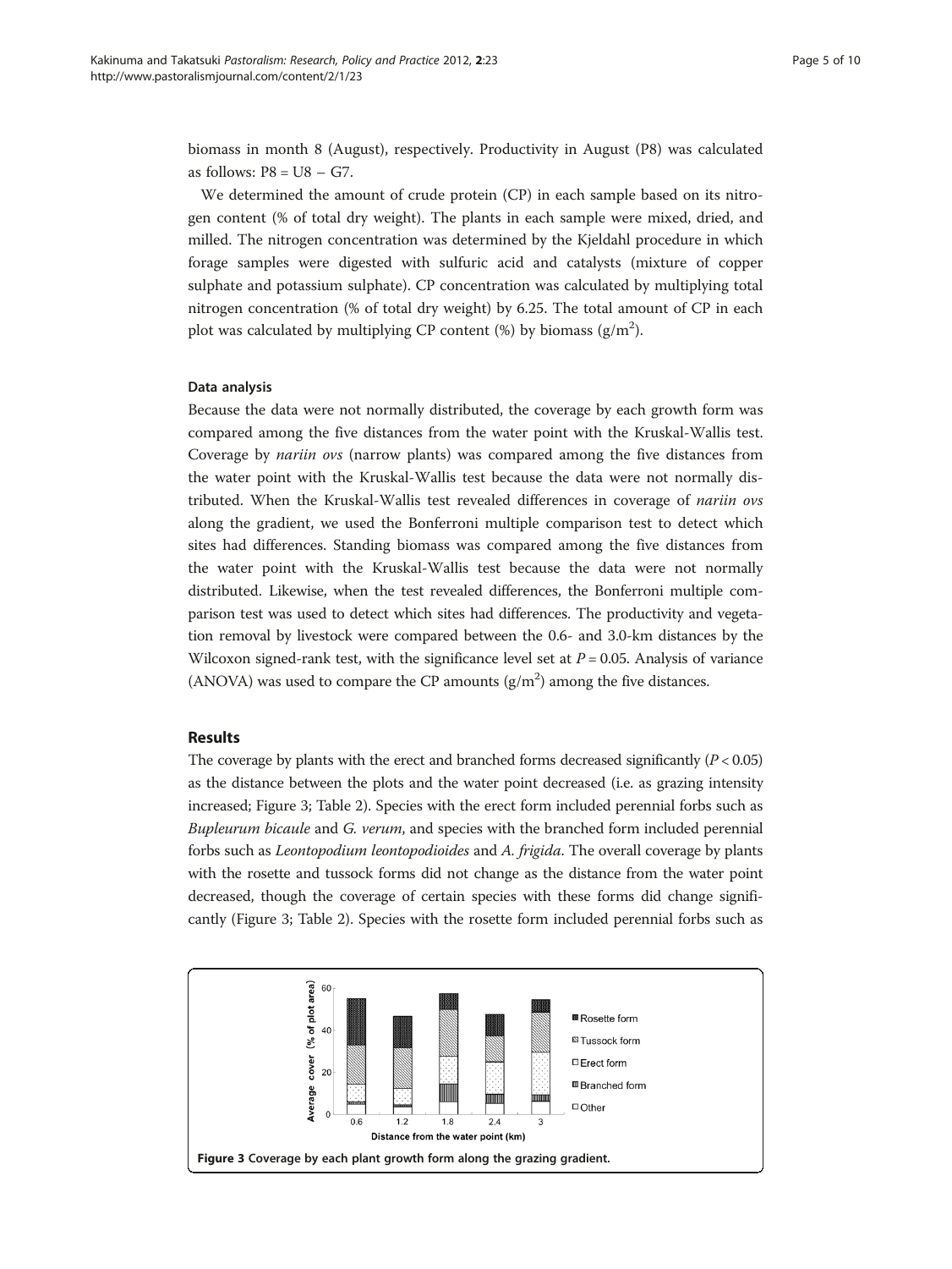biomass in month 8 (August), respectively. Productivity in August (P8) was calculated as follows: P8 = U8 − G7.

We determined the amount of crude protein (CP) in each sample based on its nitrogen content (% of total dry weight). The plants in each sample were mixed, dried, and milled. The nitrogen concentration was determined by the Kjeldahl procedure in which forage samples were digested with sulfuric acid and catalysts (mixture of copper sulphate and potassium sulphate). CP concentration was calculated by multiplying total nitrogen concentration (% of total dry weight) by 6.25. The total amount of CP in each plot was calculated by multiplying CP content (%) by biomass ($g/m^2$).

#### Data analysis

Because the data were not normally distributed, the coverage by each growth form was compared among the five distances from the water point with the Kruskal-Wallis test. Coverage by *nariin ovs* (narrow plants) was compared among the five distances from the water point with the Kruskal-Wallis test because the data were not normally distributed. When the Kruskal-Wallis test revealed differences in coverage of *nariin ovs* along the gradient, we used the Bonferroni multiple comparison test to detect which sites had differences. Standing biomass was compared among the five distances from the water point with the Kruskal-Wallis test because the data were not normally distributed. Likewise, when the test revealed differences, the Bonferroni multiple comparison test was used to detect which sites had differences. The productivity and vegetation removal by livestock were compared between the 0.6- and 3.0-km distances by the Wilcoxon signed-rank test, with the significance level set at $P = 0.05$. Analysis of variance (ANOVA) was used to compare the CP amounts ($g/m^2$) among the five distances.

## Results

The coverage by plants with the erect and branched forms decreased significantly ($P < 0.05$) as the distance between the plots and the water point decreased (i.e. as grazing intensity increased; Figure 3; Table 2). Species with the erect form included perennial forbs such as *Bupleurum bicaule* and *G. verum*, and species with the branched form included perennial forbs such as *Leontopodium leontopodioides* and *A. frigida*. The overall coverage by plants with the rosette and tussock forms did not change as the distance from the water point decreased, though the coverage of certain species with these forms did change significantly (Figure 3; Table 2). Species with the rosette form included perennial forbs such as

**Figure 3 Coverage by each plant growth form along the grazing gradient.**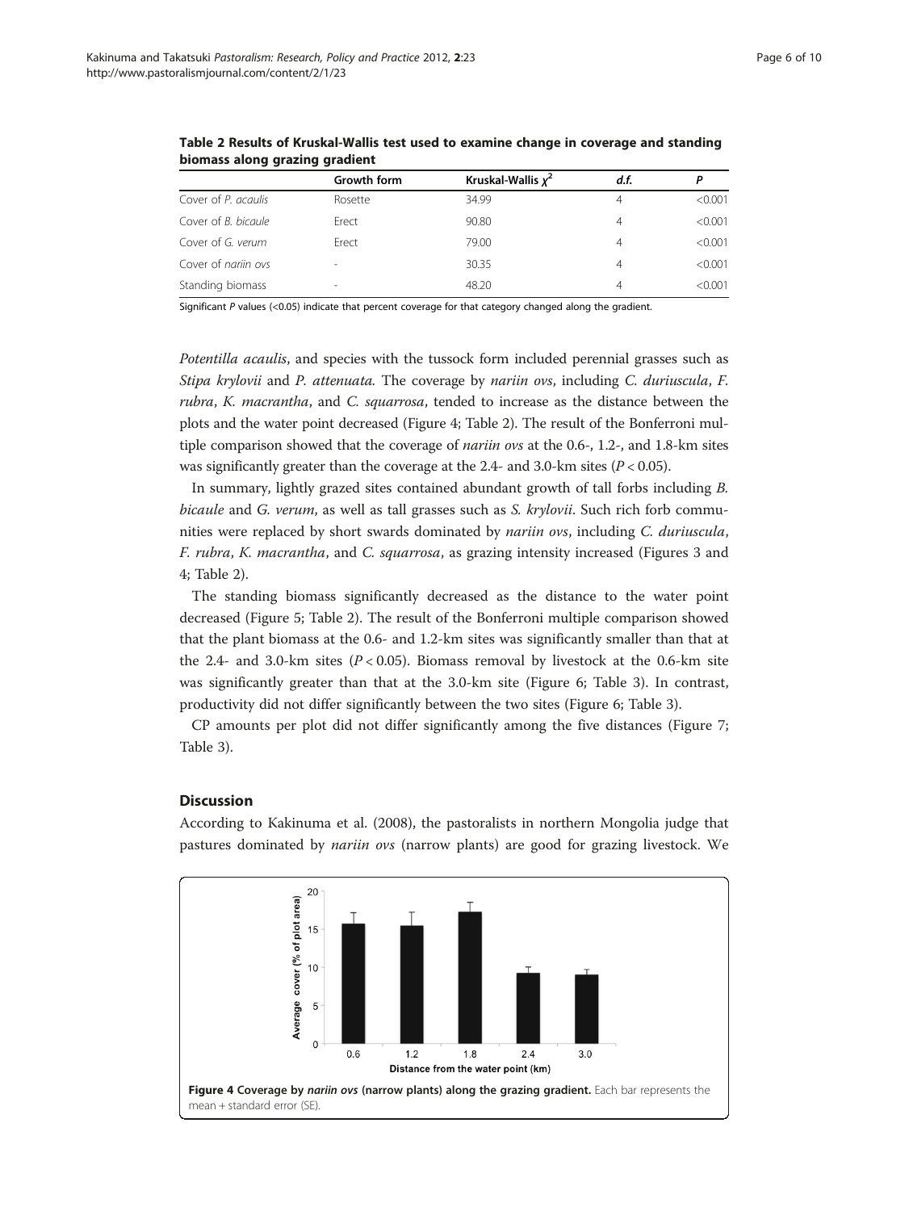**Table 2 Results of Kruskal-Wallis test used to examine change in coverage and standing biomass along grazing gradient**

| | Growth form | Kruskal-Wallis $\chi^2$ | *d.f.* | *P* |
|---|---|---|---|---|
| Cover of *P. acaulis* | Rosette | 34.99 | 4 | <0.001 |
| Cover of *B. bicaule* | Erect | 90.80 | 4 | <0.001 |
| Cover of *G. verum* | Erect | 79.00 | 4 | <0.001 |
| Cover of *nariin ovs* | - | 30.35 | 4 | <0.001 |
| Standing biomass | - | 48.20 | 4 | <0.001 |

Significant *P* values (<0.05) indicate that percent coverage for that category changed along the gradient.

*Potentilla acaulis*, and species with the tussock form included perennial grasses such as *Stipa krylovii* and *P. attenuata.* The coverage by *nariin ovs*, including *C. duriuscula*, *F. rubra*, *K. macrantha*, and *C. squarrosa*, tended to increase as the distance between the plots and the water point decreased (Figure 4; Table 2). The result of the Bonferroni multiple comparison showed that the coverage of *nariin ovs* at the 0.6-, 1.2-, and 1.8-km sites was significantly greater than the coverage at the 2.4- and 3.0-km sites ($P < 0.05$).

In summary, lightly grazed sites contained abundant growth of tall forbs including *B. bicaule* and *G. verum*, as well as tall grasses such as *S. krylovii*. Such rich forb communities were replaced by short swards dominated by *nariin ovs*, including *C. duriuscula*, *F. rubra*, *K. macrantha*, and *C. squarrosa*, as grazing intensity increased (Figures 3 and 4; Table 2).

The standing biomass significantly decreased as the distance to the water point decreased (Figure 5; Table 2). The result of the Bonferroni multiple comparison showed that the plant biomass at the 0.6- and 1.2-km sites was significantly smaller than that at the 2.4- and 3.0-km sites ($P < 0.05$). Biomass removal by livestock at the 0.6-km site was significantly greater than that at the 3.0-km site (Figure 6; Table 3). In contrast, productivity did not differ significantly between the two sites (Figure 6; Table 3).

CP amounts per plot did not differ significantly among the five distances (Figure 7; Table 3).

## Discussion

According to Kakinuma et al. (2008), the pastoralists in northern Mongolia judge that pastures dominated by *nariin ovs* (narrow plants) are good for grazing livestock. We

**Figure 4 Coverage by *nariin ovs* (narrow plants) along the grazing gradient.** Each bar represents the mean + standard error (SE).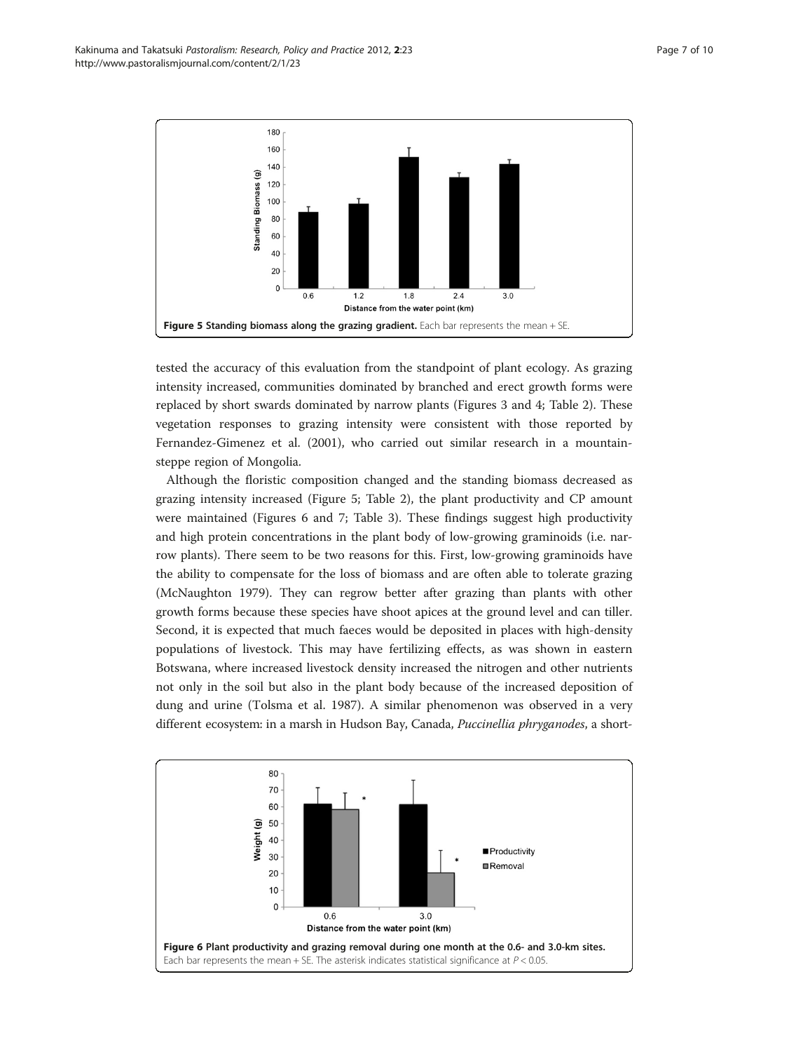Figure 5 Standing biomass along the grazing gradient. Each bar represents the mean + SE.

tested the accuracy of this evaluation from the standpoint of plant ecology. As grazing intensity increased, communities dominated by branched and erect growth forms were replaced by short swards dominated by narrow plants (Figures 3 and 4; Table 2). These vegetation responses to grazing intensity were consistent with those reported by Fernandez-Gimenez et al. (2001), who carried out similar research in a mountain-steppe region of Mongolia.

Although the floristic composition changed and the standing biomass decreased as grazing intensity increased (Figure 5; Table 2), the plant productivity and CP amount were maintained (Figures 6 and 7; Table 3). These findings suggest high productivity and high protein concentrations in the plant body of low-growing graminoids (i.e. narrow plants). There seem to be two reasons for this. First, low-growing graminoids have the ability to compensate for the loss of biomass and are often able to tolerate grazing (McNaughton 1979). They can regrow better after grazing than plants with other growth forms because these species have shoot apices at the ground level and can tiller. Second, it is expected that much faeces would be deposited in places with high-density populations of livestock. This may have fertilizing effects, as was shown in eastern Botswana, where increased livestock density increased the nitrogen and other nutrients not only in the soil but also in the plant body because of the increased deposition of dung and urine (Tolsma et al. 1987). A similar phenomenon was observed in a very different ecosystem: in a marsh in Hudson Bay, Canada, *Puccinellia phryganodes*, a short-

Figure 6 Plant productivity and grazing removal during one month at the 0.6- and 3.0-km sites. Each bar represents the mean + SE. The asterisk indicates statistical significance at $P < 0.05$.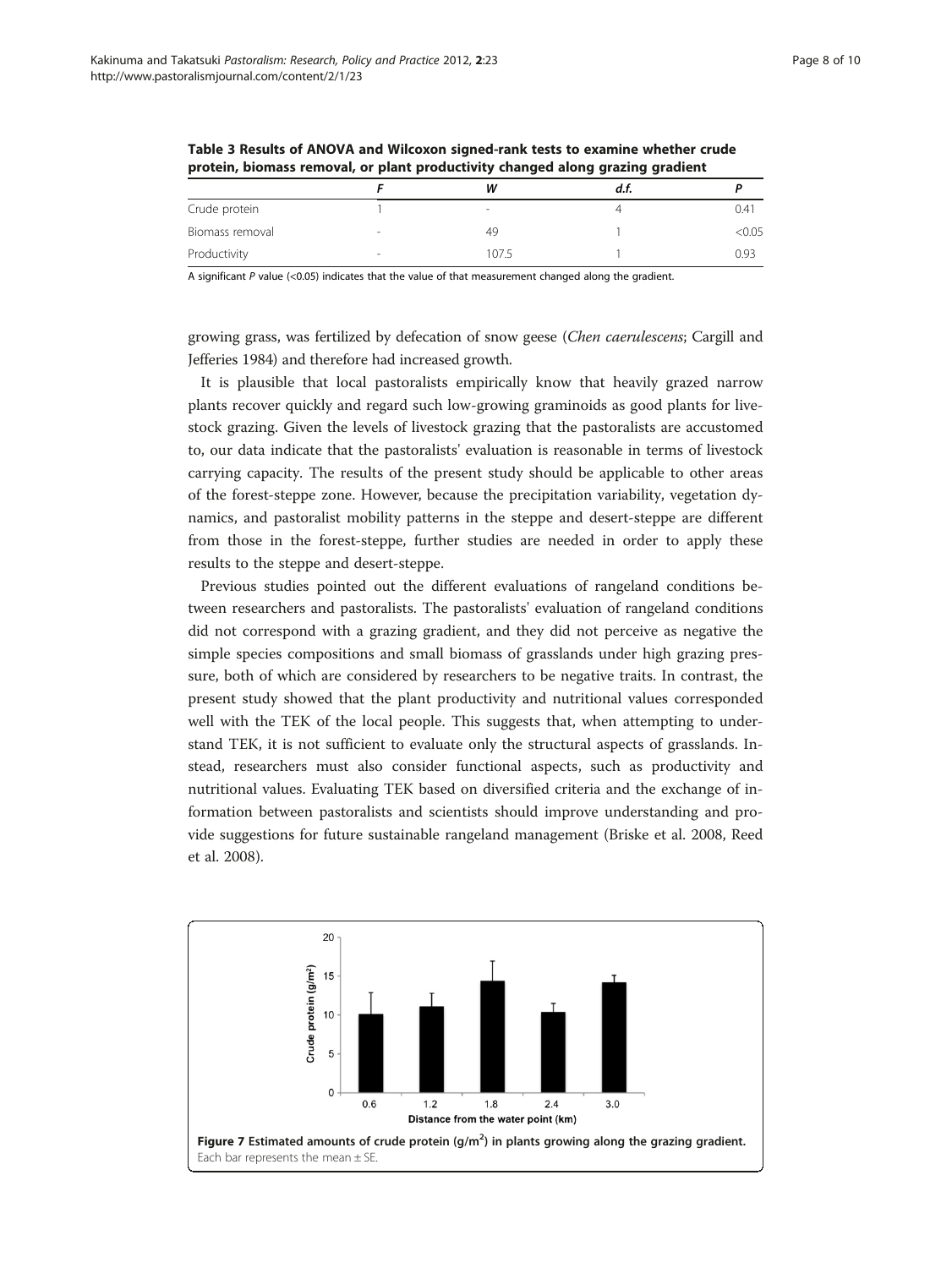**Table 3 Results of ANOVA and Wilcoxon signed-rank tests to examine whether crude protein, biomass removal, or plant productivity changed along grazing gradient**

| | *F* | *W* | *d.f.* | *P* |
|---|---|---|---|---|
| Crude protein | 1 | - | 4 | 0.41 |
| Biomass removal | - | 49 | 1 | <0.05 |
| Productivity | - | 107.5 | 1 | 0.93 |

A significant *P* value (<0.05) indicates that the value of that measurement changed along the gradient.

growing grass, was fertilized by defecation of snow geese (*Chen caerulescens*; Cargill and Jefferies 1984) and therefore had increased growth.

It is plausible that local pastoralists empirically know that heavily grazed narrow plants recover quickly and regard such low-growing graminoids as good plants for livestock grazing. Given the levels of livestock grazing that the pastoralists are accustomed to, our data indicate that the pastoralists' evaluation is reasonable in terms of livestock carrying capacity. The results of the present study should be applicable to other areas of the forest-steppe zone. However, because the precipitation variability, vegetation dynamics, and pastoralist mobility patterns in the steppe and desert-steppe are different from those in the forest-steppe, further studies are needed in order to apply these results to the steppe and desert-steppe.

Previous studies pointed out the different evaluations of rangeland conditions between researchers and pastoralists. The pastoralists' evaluation of rangeland conditions did not correspond with a grazing gradient, and they did not perceive as negative the simple species compositions and small biomass of grasslands under high grazing pressure, both of which are considered by researchers to be negative traits. In contrast, the present study showed that the plant productivity and nutritional values corresponded well with the TEK of the local people. This suggests that, when attempting to understand TEK, it is not sufficient to evaluate only the structural aspects of grasslands. Instead, researchers must also consider functional aspects, such as productivity and nutritional values. Evaluating TEK based on diversified criteria and the exchange of information between pastoralists and scientists should improve understanding and provide suggestions for future sustainable rangeland management (Briske et al. 2008, Reed et al. 2008).

**Figure 7 Estimated amounts of crude protein (g/m$^2$) in plants growing along the grazing gradient.** Each bar represents the mean ± SE.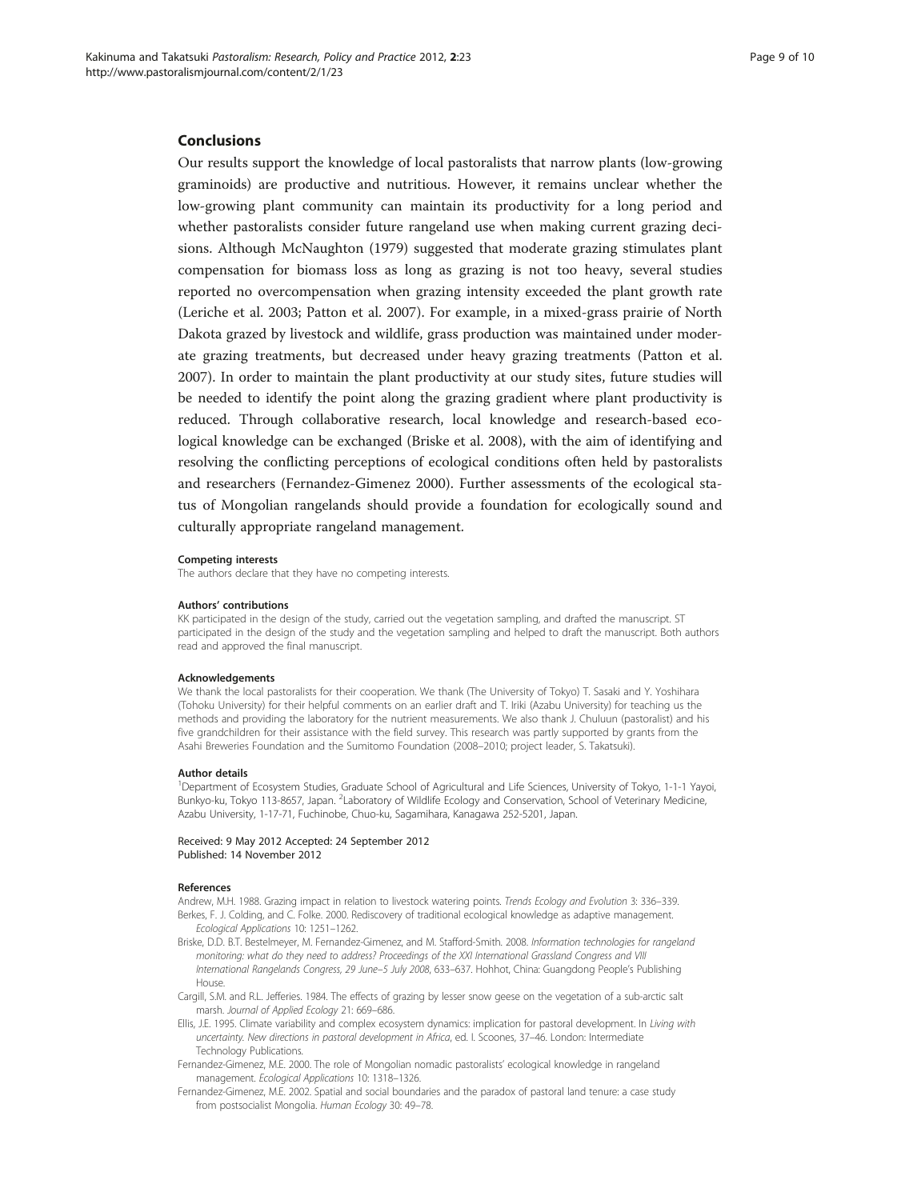## Conclusions

Our results support the knowledge of local pastoralists that narrow plants (low-growing graminoids) are productive and nutritious. However, it remains unclear whether the low-growing plant community can maintain its productivity for a long period and whether pastoralists consider future rangeland use when making current grazing decisions. Although McNaughton (1979) suggested that moderate grazing stimulates plant compensation for biomass loss as long as grazing is not too heavy, several studies reported no overcompensation when grazing intensity exceeded the plant growth rate (Leriche et al. 2003; Patton et al. 2007). For example, in a mixed-grass prairie of North Dakota grazed by livestock and wildlife, grass production was maintained under moderate grazing treatments, but decreased under heavy grazing treatments (Patton et al. 2007). In order to maintain the plant productivity at our study sites, future studies will be needed to identify the point along the grazing gradient where plant productivity is reduced. Through collaborative research, local knowledge and research-based ecological knowledge can be exchanged (Briske et al. 2008), with the aim of identifying and resolving the conflicting perceptions of ecological conditions often held by pastoralists and researchers (Fernandez-Gimenez 2000). Further assessments of the ecological status of Mongolian rangelands should provide a foundation for ecologically sound and culturally appropriate rangeland management.

#### Competing interests

The authors declare that they have no competing interests.

#### Authors' contributions

KK participated in the design of the study, carried out the vegetation sampling, and drafted the manuscript. ST participated in the design of the study and the vegetation sampling and helped to draft the manuscript. Both authors read and approved the final manuscript.

#### Acknowledgements

We thank the local pastoralists for their cooperation. We thank (The University of Tokyo) T. Sasaki and Y. Yoshihara (Tohoku University) for their helpful comments on an earlier draft and T. Iriki (Azabu University) for teaching us the methods and providing the laboratory for the nutrient measurements. We also thank J. Chuluun (pastoralist) and his five grandchildren for their assistance with the field survey. This research was partly supported by grants from the Asahi Breweries Foundation and the Sumitomo Foundation (2008–2010; project leader, S. Takatsuki).

#### Author details

[1]Department of Ecosystem Studies, Graduate School of Agricultural and Life Sciences, University of Tokyo, 1-1-1 Yayoi, Bunkyo-ku, Tokyo 113-8657, Japan. [2]Laboratory of Wildlife Ecology and Conservation, School of Veterinary Medicine, Azabu University, 1-17-71, Fuchinobe, Chuo-ku, Sagamihara, Kanagawa 252-5201, Japan.

Received: 9 May 2012 Accepted: 24 September 2012
Published: 14 November 2012

#### References

Andrew, M.H. 1988. Grazing impact in relation to livestock watering points. *Trends Ecology and Evolution* 3: 336–339.

Berkes, F. J. Colding, and C. Folke. 2000. Rediscovery of traditional ecological knowledge as adaptive management. *Ecological Applications* 10: 1251–1262.

Briske, D.D. B.T. Bestelmeyer, M. Fernandez-Gimenez, and M. Stafford-Smith. 2008. *Information technologies for rangeland monitoring: what do they need to address? Proceedings of the XXI International Grassland Congress and VIII International Rangelands Congress, 29 June–5 July 2008*, 633–637. Hohhot, China: Guangdong People's Publishing House.

Cargill, S.M. and R.L. Jefferies. 1984. The effects of grazing by lesser snow geese on the vegetation of a sub-arctic salt marsh. *Journal of Applied Ecology* 21: 669–686.

Ellis, J.E. 1995. Climate variability and complex ecosystem dynamics: implication for pastoral development. In *Living with uncertainty. New directions in pastoral development in Africa*, ed. I. Scoones, 37–46. London: Intermediate Technology Publications.

Fernandez-Gimenez, M.E. 2000. The role of Mongolian nomadic pastoralists' ecological knowledge in rangeland management. *Ecological Applications* 10: 1318–1326.

Fernandez-Gimenez, M.E. 2002. Spatial and social boundaries and the paradox of pastoral land tenure: a case study from postsocialist Mongolia. *Human Ecology* 30: 49–78.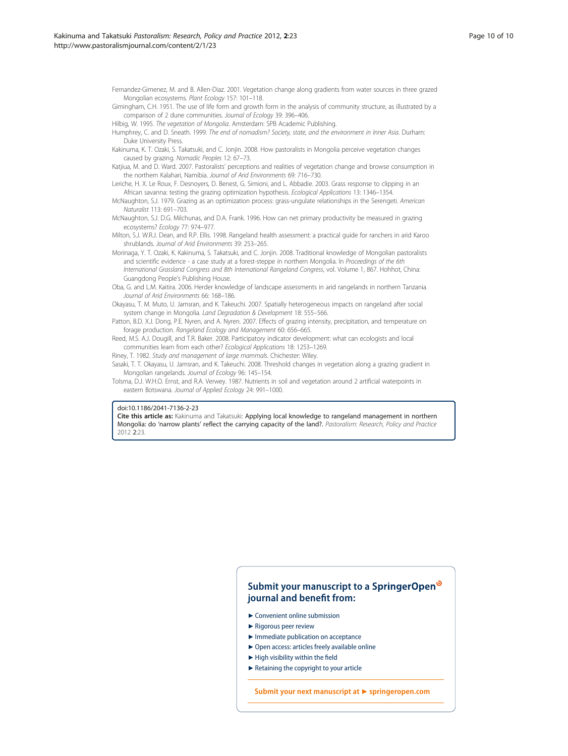Fernandez-Gimenez, M. and B. Allen-Diaz. 2001. Vegetation change along gradients from water sources in three grazed Mongolian ecosystems. *Plant Ecology* 157: 101–118.

Gimingham, C.H. 1951. The use of life form and growth form in the analysis of community structure, as illustrated by a comparison of 2 dune communities. *Journal of Ecology* 39: 396–406.

Hilbig, W. 1995. *The vegetation of Mongolia*. Amsterdam: SPB Academic Publishing.

Humphrey, C. and D. Sneath. 1999. *The end of nomadism? Society, state, and the environment in Inner Asia*. Durham: Duke University Press.

Kakinuma, K. T. Ozaki, S. Takatsuki, and C. Jonjin. 2008. How pastoralists in Mongolia perceive vegetation changes caused by grazing. *Nomadic Peoples* 12: 67–73.

Katjiua, M. and D. Ward. 2007. Pastoralists' perceptions and realities of vegetation change and browse consumption in the northern Kalahari, Namibia. *Journal of Arid Environments* 69: 716–730.

Leriche, H. X. Le Roux, F. Desnoyers, D. Benest, G. Simioni, and L. Abbadie. 2003. Grass response to clipping in an African savanna: testing the grazing optimization hypothesis. *Ecological Applications* 13: 1346–1354.

McNaughton, S.J. 1979. Grazing as an optimization process: grass-ungulate relationships in the Serengeti. *American Naturalist* 113: 691–703.

McNaughton, S.J. D.G. Milchunas, and D.A. Frank. 1996. How can net primary productivity be measured in grazing ecosystems? *Ecology* 77: 974–977.

Milton, S.J. W.R.J. Dean, and R.P. Ellis. 1998. Rangeland health assessment: a practical guide for ranchers in arid Karoo shrublands. *Journal of Arid Environments* 39: 253–265.

Morinaga, Y. T. Ozaki, K. Kakinuma, S. Takatsuki, and C. Jonjin. 2008. Traditional knowledge of Mongolian pastoralists and scientific evidence - a case study at a forest-steppe in northern Mongolia. In *Proceedings of the 6th International Grassland Congress and 8th International Rangeland Congress*, vol. Volume 1, 867. Hohhot, China: Guangdong People's Publishing House.

Oba, G. and L.M. Kaitira. 2006. Herder knowledge of landscape assessments in arid rangelands in northern Tanzania. *Journal of Arid Environments* 66: 168–186.

Okayasu, T. M. Muto, U. Jamsran, and K. Takeuchi. 2007. Spatially heterogeneous impacts on rangeland after social system change in Mongolia. *Land Degradation & Development* 18: 555–566.

Patton, B.D. X.J. Dong, P.E. Nyren, and A. Nyren. 2007. Effects of grazing intensity, precipitation, and temperature on forage production. *Rangeland Ecology and Management* 60: 656–665.

Reed, M.S. A.J. Dougill, and T.R. Baker. 2008. Participatory indicator development: what can ecologists and local communities learn from each other? *Ecological Applications* 18: 1253–1269.

Riney, T. 1982. *Study and management of large mammals*. Chichester: Wiley.

Sasaki, T. T. Okayasu, U. Jamsran, and K. Takeuchi. 2008. Threshold changes in vegetation along a grazing gradient in Mongolian rangelands. *Journal of Ecology* 96: 145–154.

Tolsma, D.J. W.H.O. Ernst, and R.A. Verwey. 1987. Nutrients in soil and vegetation around 2 artificial waterpoints in eastern Botswana. *Journal of Applied Ecology* 24: 991–1000.

doi:10.1186/2041-7136-2-23

**Cite this article as:** Kakinuma and Takatsuki: Applying local knowledge to rangeland management in northern Mongolia: do 'narrow plants' reflect the carrying capacity of the land?. *Pastoralism: Research, Policy and Practice* 2012 **2**:23.

**Submit your manuscript to a SpringerOpen journal and benefit from:**

- ► Convenient online submission
- ► Rigorous peer review
- ► Immediate publication on acceptance
- ► Open access: articles freely available online
- ► High visibility within the field
- ► Retaining the copyright to your article

**Submit your next manuscript at ► springeropen.com**